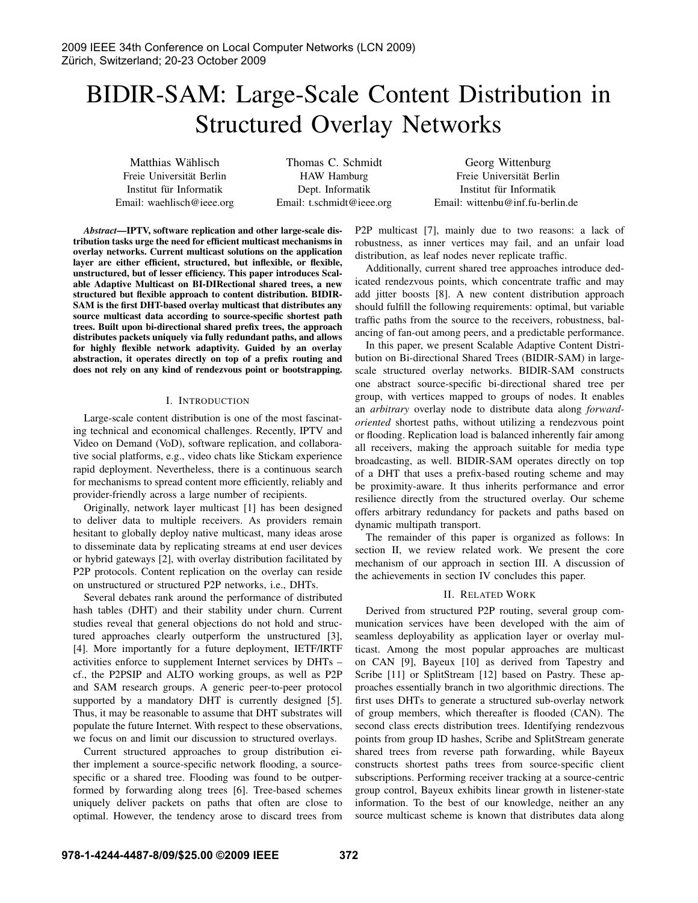# BIDIR-SAM: Large-Scale Content Distribution in Structured Overlay Networks

Matthias Wählisch
Freie Universität Berlin
Institut für Informatik
Email: waehlisch@ieee.org

Thomas C. Schmidt
HAW Hamburg
Dept. Informatik
Email: t.schmidt@ieee.org

Georg Wittenburg
Freie Universität Berlin
Institut für Informatik
Email: wittenbu@inf.fu-berlin.de

***Abstract*—IPTV, software replication and other large-scale distribution tasks urge the need for efficient multicast mechanisms in overlay networks. Current multicast solutions on the application layer are either efficient, structured, but inflexible, or flexible, unstructured, but of lesser efficiency. This paper introduces Scalable Adaptive Multicast on BI-DIRectional shared trees, a new structured but flexible approach to content distribution. BIDIR-SAM is the first DHT-based overlay multicast that distributes any source multicast data according to source-specific shortest path trees. Built upon bi-directional shared prefix trees, the approach distributes packets uniquely via fully redundant paths, and allows for highly flexible network adaptivity. Guided by an overlay abstraction, it operates directly on top of a prefix routing and does not rely on any kind of rendezvous point or bootstrapping.**

## I. Introduction

Large-scale content distribution is one of the most fascinating technical and economical challenges. Recently, IPTV and Video on Demand (VoD), software replication, and collaborative social platforms, e.g., video chats like Stickam experience rapid deployment. Nevertheless, there is a continuous search for mechanisms to spread content more efficiently, reliably and provider-friendly across a large number of recipients.

Originally, network layer multicast [1] has been designed to deliver data to multiple receivers. As providers remain hesitant to globally deploy native multicast, many ideas arose to disseminate data by replicating streams at end user devices or hybrid gateways [2], with overlay distribution facilitated by P2P protocols. Content replication on the overlay can reside on unstructured or structured P2P networks, i.e., DHTs.

Several debates rank around the performance of distributed hash tables (DHT) and their stability under churn. Current studies reveal that general objections do not hold and structured approaches clearly outperform the unstructured [3], [4]. More importantly for a future deployment, IETF/IRTF activities enforce to supplement Internet services by DHTs – cf., the P2PSIP and ALTO working groups, as well as P2P and SAM research groups. A generic peer-to-peer protocol supported by a mandatory DHT is currently designed [5]. Thus, it may be reasonable to assume that DHT substrates will populate the future Internet. With respect to these observations, we focus on and limit our discussion to structured overlays.

Current structured approaches to group distribution either implement a source-specific network flooding, a source-specific or a shared tree. Flooding was found to be outperformed by forwarding along trees [6]. Tree-based schemes uniquely deliver packets on paths that often are close to optimal. However, the tendency arose to discard trees from P2P multicast [7], mainly due to two reasons: a lack of robustness, as inner vertices may fail, and an unfair load distribution, as leaf nodes never replicate traffic.

Additionally, current shared tree approaches introduce dedicated rendezvous points, which concentrate traffic and may add jitter boosts [8]. A new content distribution approach should fulfill the following requirements: optimal, but variable traffic paths from the source to the receivers, robustness, balancing of fan-out among peers, and a predictable performance.

In this paper, we present Scalable Adaptive Content Distribution on Bi-directional Shared Trees (BIDIR-SAM) in large-scale structured overlay networks. BIDIR-SAM constructs one abstract source-specific bi-directional shared tree per group, with vertices mapped to groups of nodes. It enables an *arbitrary* overlay node to distribute data along *forward-oriented* shortest paths, without utilizing a rendezvous point or flooding. Replication load is balanced inherently fair among all receivers, making the approach suitable for media type broadcasting, as well. BIDIR-SAM operates directly on top of a DHT that uses a prefix-based routing scheme and may be proximity-aware. It thus inherits performance and error resilience directly from the structured overlay. Our scheme offers arbitrary redundancy for packets and paths based on dynamic multipath transport.

The remainder of this paper is organized as follows: In section II, we review related work. We present the core mechanism of our approach in section III. A discussion of the achievements in section IV concludes this paper.

## II. Related Work

Derived from structured P2P routing, several group communication services have been developed with the aim of seamless deployability as application layer or overlay multicast. Among the most popular approaches are multicast on CAN [9], Bayeux [10] as derived from Tapestry and Scribe [11] or SplitStream [12] based on Pastry. These approaches essentially branch in two algorithmic directions. The first uses DHTs to generate a structured sub-overlay network of group members, which thereafter is flooded (CAN). The second class erects distribution trees. Identifying rendezvous points from group ID hashes, Scribe and SplitStream generate shared trees from reverse path forwarding, while Bayeux constructs shortest paths trees from source-specific client subscriptions. Performing receiver tracking at a source-centric group control, Bayeux exhibits linear growth in listener-state information. To the best of our knowledge, neither an any source multicast scheme is known that distributes data along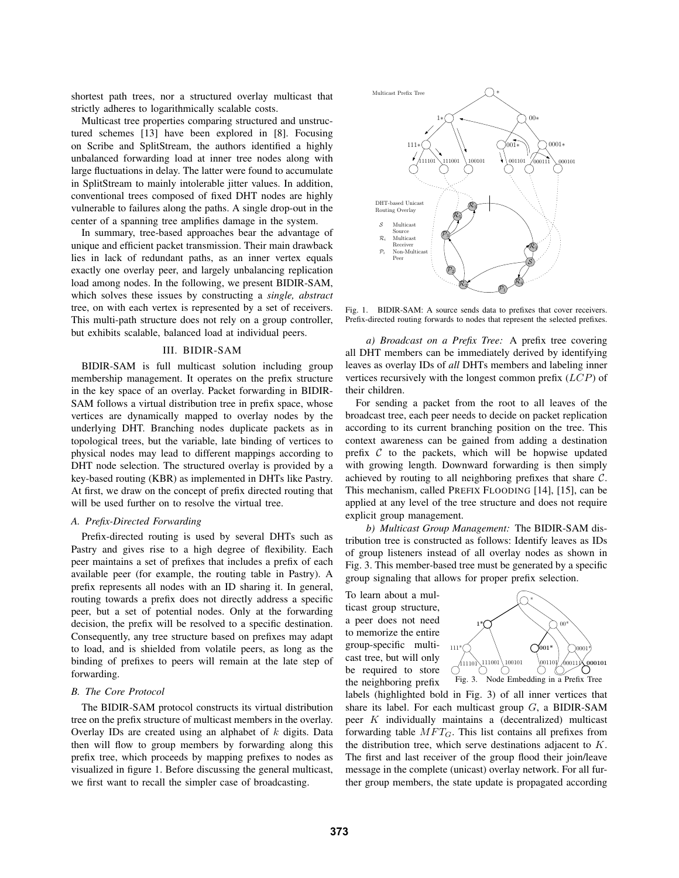shortest path trees, nor a structured overlay multicast that strictly adheres to logarithmically scalable costs.

Multicast tree properties comparing structured and unstructured schemes [13] have been explored in [8]. Focusing on Scribe and SplitStream, the authors identified a highly unbalanced forwarding load at inner tree nodes along with large fluctuations in delay. The latter were found to accumulate in SplitStream to mainly intolerable jitter values. In addition, conventional trees composed of fixed DHT nodes are highly vulnerable to failures along the paths. A single drop-out in the center of a spanning tree amplifies damage in the system.

In summary, tree-based approaches bear the advantage of unique and efficient packet transmission. Their main drawback lies in lack of redundant paths, as an inner vertex equals exactly one overlay peer, and largely unbalancing replication load among nodes. In the following, we present BIDIR-SAM, which solves these issues by constructing a *single, abstract* tree, on with each vertex is represented by a set of receivers. This multi-path structure does not rely on a group controller, but exhibits scalable, balanced load at individual peers.

## III. BIDIR-SAM

BIDIR-SAM is full multicast solution including group membership management. It operates on the prefix structure in the key space of an overlay. Packet forwarding in BIDIR-SAM follows a virtual distribution tree in prefix space, whose vertices are dynamically mapped to overlay nodes by the underlying DHT. Branching nodes duplicate packets as in topological trees, but the variable, late binding of vertices to physical nodes may lead to different mappings according to DHT node selection. The structured overlay is provided by a key-based routing (KBR) as implemented in DHTs like Pastry. At first, we draw on the concept of prefix directed routing that will be used further on to resolve the virtual tree.

### A. Prefix-Directed Forwarding

Prefix-directed routing is used by several DHTs such as Pastry and gives rise to a high degree of flexibility. Each peer maintains a set of prefixes that includes a prefix of each available peer (for example, the routing table in Pastry). A prefix represents all nodes with an ID sharing it. In general, routing towards a prefix does not directly address a specific peer, but a set of potential nodes. Only at the forwarding decision, the prefix will be resolved to a specific destination. Consequently, any tree structure based on prefixes may adapt to load, and is shielded from volatile peers, as long as the binding of prefixes to peers will remain at the late step of forwarding.

### B. The Core Protocol

The BIDIR-SAM protocol constructs its virtual distribution tree on the prefix structure of multicast members in the overlay. Overlay IDs are created using an alphabet of $k$ digits. Data then will flow to group members by forwarding along this prefix tree, which proceeds by mapping prefixes to nodes as visualized in figure 1. Before discussing the general multicast, we first want to recall the simpler case of broadcasting.

Fig. 1. BIDIR-SAM: A source sends data to prefixes that cover receivers. Prefix-directed routing forwards to nodes that represent the selected prefixes.

*a) Broadcast on a Prefix Tree:* A prefix tree covering all DHT members can be immediately derived by identifying leaves as overlay IDs of *all* DHTs members and labeling inner vertices recursively with the longest common prefix ($LCP$) of their children.

For sending a packet from the root to all leaves of the broadcast tree, each peer needs to decide on packet replication according to its current branching position on the tree. This context awareness can be gained from adding a destination prefix $\mathcal{C}$ to the packets, which will be hopwise updated with growing length. Downward forwarding is then simply achieved by routing to all neighboring prefixes that share $\mathcal{C}$. This mechanism, called PREFIX FLOODING [14], [15], can be applied at any level of the tree structure and does not require explicit group management.

*b) Multicast Group Management:* The BIDIR-SAM distribution tree is constructed as follows: Identify leaves as IDs of group listeners instead of all overlay nodes as shown in Fig. 3. This member-based tree must be generated by a specific group signaling that allows for proper prefix selection.

To learn about a multicast group structure, a peer does not need to memorize the entire group-specific multicast tree, but will only be required to store the neighboring prefix labels (highlighted bold in Fig. 3) of all inner vertices that share its label. For each multicast group $G$, a BIDIR-SAM peer $K$ individually maintains a (decentralized) multicast forwarding table $MFT_G$. This list contains all prefixes from the distribution tree, which serve destinations adjacent to $K$. The first and last receiver of the group flood their join/leave message in the complete (unicast) overlay network. For all further group members, the state update is propagated according

Fig. 3. Node Embedding in a Prefix Tree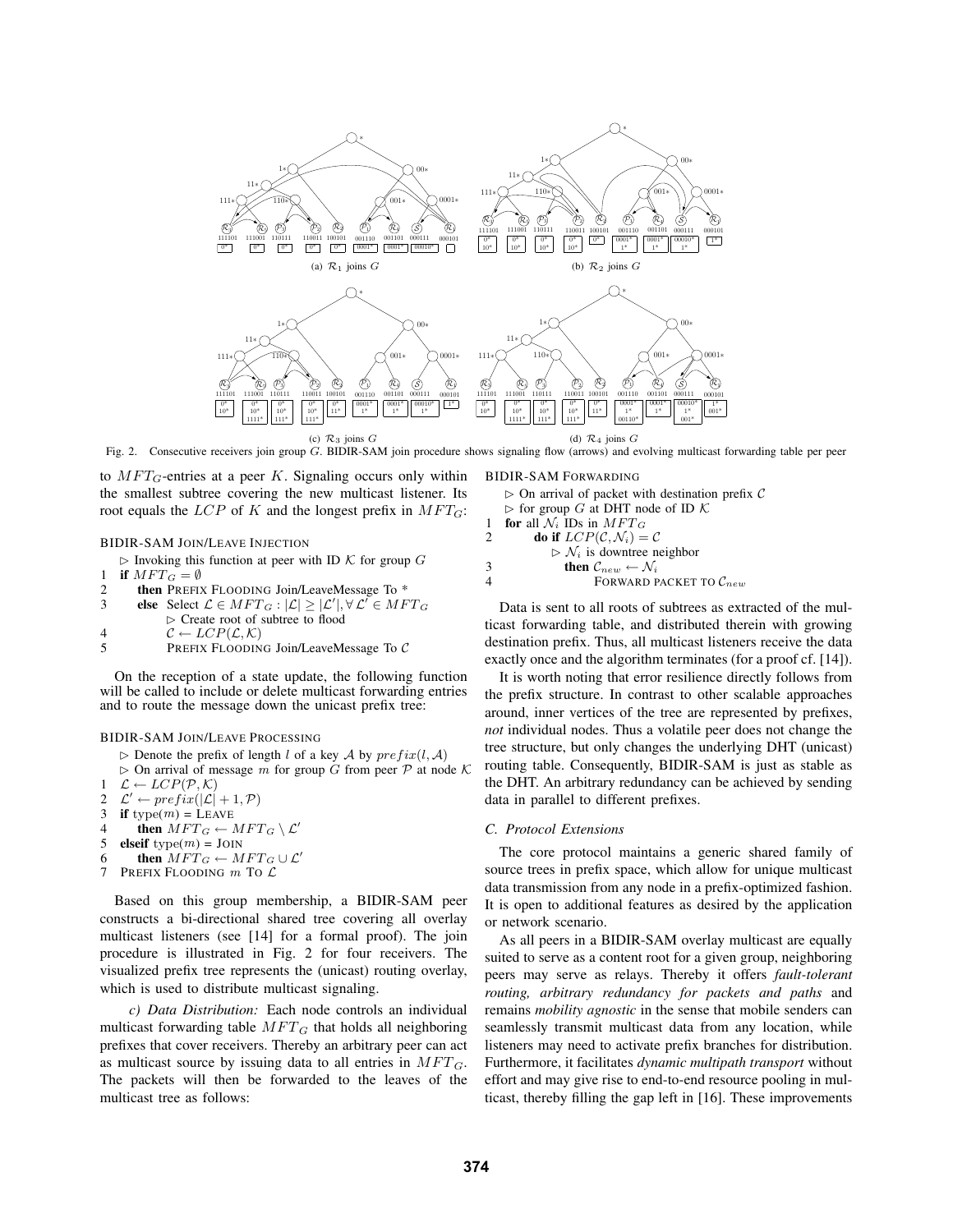(a) $\mathcal{R}_1$ joins $G$

(b) $\mathcal{R}_2$ joins $G$

(c) $\mathcal{R}_3$ joins $G$

(d) $\mathcal{R}_4$ joins $G$

Fig. 2. Consecutive receivers join group $G$. BIDIR-SAM join procedure shows signaling flow (arrows) and evolving multicast forwarding table per peer

to $MFT_G$-entries at a peer $K$. Signaling occurs only within the smallest subtree covering the new multicast listener. Its root equals the $LCP$ of $K$ and the longest prefix in $MFT_G$:

BIDIR-SAM JOIN/LEAVE INJECTION

```
   ▷ Invoking this function at peer with ID K for group G
1  if MFT_G = ∅
2     then PREFIX FLOODING Join/LeaveMessage To *
3     else Select L ∈ MFT_G : |L| ≥ |L'|, ∀ L' ∈ MFT_G
            ▷ Create root of subtree to flood
4           C ← LCP(L, K)
5           PREFIX FLOODING Join/LeaveMessage To C
```

On the reception of a state update, the following function will be called to include or delete multicast forwarding entries and to route the message down the unicast prefix tree:

BIDIR-SAM JOIN/LEAVE PROCESSING

```
   ▷ Denote the prefix of length l of a key A by prefix(l, A)
   ▷ On arrival of message m for group G from peer P at node K
1  L ← LCP(P, K)
2  L' ← prefix(|L| + 1, P)
3  if type(m) = LEAVE
4     then MFT_G ← MFT_G \ L'
5  elseif type(m) = JOIN
6     then MFT_G ← MFT_G ∪ L'
7  PREFIX FLOODING m TO L
```

Based on this group membership, a BIDIR-SAM peer constructs a bi-directional shared tree covering all overlay multicast listeners (see [14] for a formal proof). The join procedure is illustrated in Fig. 2 for four receivers. The visualized prefix tree represents the (unicast) routing overlay, which is used to distribute multicast signaling.

*c) Data Distribution:* Each node controls an individual multicast forwarding table $MFT_G$ that holds all neighboring prefixes that cover receivers. Thereby an arbitrary peer can act as multicast source by issuing data to all entries in $MFT_G$. The packets will then be forwarded to the leaves of the multicast tree as follows:

BIDIR-SAM FORWARDING

```
   ▷ On arrival of packet with destination prefix C
   ▷ for group G at DHT node of ID K
1  for all N_i IDs in MFT_G
2     do if LCP(C, N_i) = C
           ▷ N_i is downtree neighbor
3          then C_new ← N_i
4               FORWARD PACKET TO C_new
```

Data is sent to all roots of subtrees as extracted of the multicast forwarding table, and distributed therein with growing destination prefix. Thus, all multicast listeners receive the data exactly once and the algorithm terminates (for a proof cf. [14]).

It is worth noting that error resilience directly follows from the prefix structure. In contrast to other scalable approaches around, inner vertices of the tree are represented by prefixes, *not* individual nodes. Thus a volatile peer does not change the tree structure, but only changes the underlying DHT (unicast) routing table. Consequently, BIDIR-SAM is just as stable as the DHT. An arbitrary redundancy can be achieved by sending data in parallel to different prefixes.

### C. Protocol Extensions

The core protocol maintains a generic shared family of source trees in prefix space, which allow for unique multicast data transmission from any node in a prefix-optimized fashion. It is open to additional features as desired by the application or network scenario.

As all peers in a BIDIR-SAM overlay multicast are equally suited to serve as a content root for a given group, neighboring peers may serve as relays. Thereby it offers *fault-tolerant routing, arbitrary redundancy for packets and paths* and remains *mobility agnostic* in the sense that mobile senders can seamlessly transmit multicast data from any location, while listeners may need to activate prefix branches for distribution. Furthermore, it facilitates *dynamic multipath transport* without effort and may give rise to end-to-end resource pooling in multicast, thereby filling the gap left in [16]. These improvements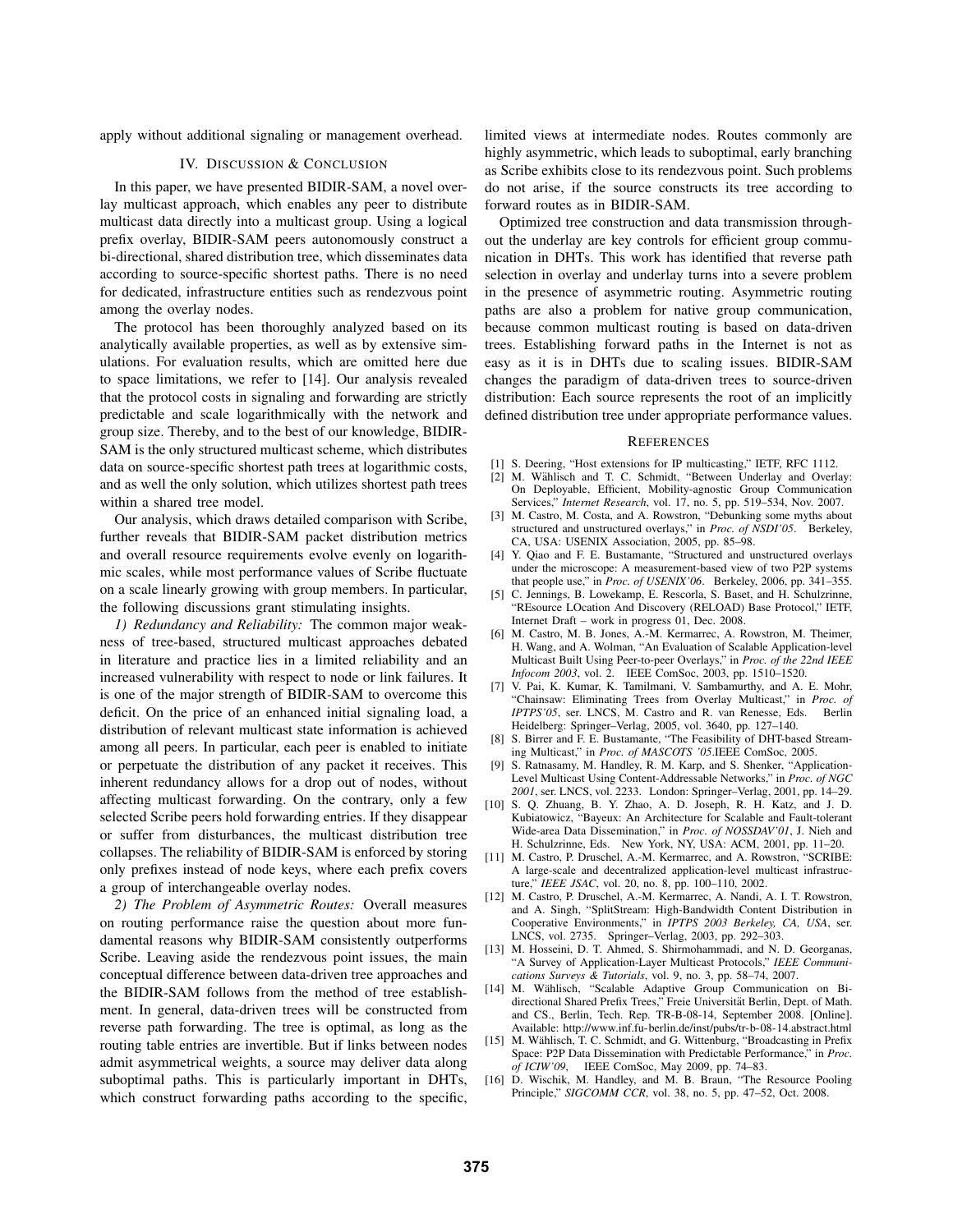apply without additional signaling or management overhead.

## IV. Discussion & Conclusion

In this paper, we have presented BIDIR-SAM, a novel overlay multicast approach, which enables any peer to distribute multicast data directly into a multicast group. Using a logical prefix overlay, BIDIR-SAM peers autonomously construct a bi-directional, shared distribution tree, which disseminates data according to source-specific shortest paths. There is no need for dedicated, infrastructure entities such as rendezvous point among the overlay nodes.

The protocol has been thoroughly analyzed based on its analytically available properties, as well as by extensive simulations. For evaluation results, which are omitted here due to space limitations, we refer to [14]. Our analysis revealed that the protocol costs in signaling and forwarding are strictly predictable and scale logarithmically with the network and group size. Thereby, and to the best of our knowledge, BIDIR-SAM is the only structured multicast scheme, which distributes data on source-specific shortest path trees at logarithmic costs, and as well the only solution, which utilizes shortest path trees within a shared tree model.

Our analysis, which draws detailed comparison with Scribe, further reveals that BIDIR-SAM packet distribution metrics and overall resource requirements evolve evenly on logarithmic scales, while most performance values of Scribe fluctuate on a scale linearly growing with group members. In particular, the following discussions grant stimulating insights.

*1) Redundancy and Reliability:* The common major weakness of tree-based, structured multicast approaches debated in literature and practice lies in a limited reliability and an increased vulnerability with respect to node or link failures. It is one of the major strength of BIDIR-SAM to overcome this deficit. On the price of an enhanced initial signaling load, a distribution of relevant multicast state information is achieved among all peers. In particular, each peer is enabled to initiate or perpetuate the distribution of any packet it receives. This inherent redundancy allows for a drop out of nodes, without affecting multicast forwarding. On the contrary, only a few selected Scribe peers hold forwarding entries. If they disappear or suffer from disturbances, the multicast distribution tree collapses. The reliability of BIDIR-SAM is enforced by storing only prefixes instead of node keys, where each prefix covers a group of interchangeable overlay nodes.

*2) The Problem of Asymmetric Routes:* Overall measures on routing performance raise the question about more fundamental reasons why BIDIR-SAM consistently outperforms Scribe. Leaving aside the rendezvous point issues, the main conceptual difference between data-driven tree approaches and the BIDIR-SAM follows from the method of tree establishment. In general, data-driven trees will be constructed from reverse path forwarding. The tree is optimal, as long as the routing table entries are invertible. But if links between nodes admit asymmetrical weights, a source may deliver data along suboptimal paths. This is particularly important in DHTs, which construct forwarding paths according to the specific, limited views at intermediate nodes. Routes commonly are highly asymmetric, which leads to suboptimal, early branching as Scribe exhibits close to its rendezvous point. Such problems do not arise, if the source constructs its tree according to forward routes as in BIDIR-SAM.

Optimized tree construction and data transmission throughout the underlay are key controls for efficient group communication in DHTs. This work has identified that reverse path selection in overlay and underlay turns into a severe problem in the presence of asymmetric routing. Asymmetric routing paths are also a problem for native group communication, because common multicast routing is based on data-driven trees. Establishing forward paths in the Internet is not as easy as it is in DHTs due to scaling issues. BIDIR-SAM changes the paradigm of data-driven trees to source-driven distribution: Each source represents the root of an implicitly defined distribution tree under appropriate performance values.

## References

[1] S. Deering, "Host extensions for IP multicasting," IETF, RFC 1112.

[2] M. Wählisch and T. C. Schmidt, "Between Underlay and Overlay: On Deployable, Efficient, Mobility-agnostic Group Communication Services," *Internet Research*, vol. 17, no. 5, pp. 519–534, Nov. 2007.

[3] M. Castro, M. Costa, and A. Rowstron, "Debunking some myths about structured and unstructured overlays," in *Proc. of NSDI'05*. Berkeley, CA, USA: USENIX Association, 2005, pp. 85–98.

[4] Y. Qiao and F. E. Bustamante, "Structured and unstructured overlays under the microscope: A measurement-based view of two P2P systems that people use," in *Proc. of USENIX'06*. Berkeley, 2006, pp. 341–355.

[5] C. Jennings, B. Lowekamp, E. Rescorla, S. Baset, and H. Schulzrinne, "REsource LOcation And Discovery (RELOAD) Base Protocol," IETF, Internet Draft – work in progress 01, Dec. 2008.

[6] M. Castro, M. B. Jones, A.-M. Kermarrec, A. Rowstron, M. Theimer, H. Wang, and A. Wolman, "An Evaluation of Scalable Application-level Multicast Built Using Peer-to-peer Overlays," in *Proc. of the 22nd IEEE Infocom 2003*, vol. 2. IEEE ComSoc, 2003, pp. 1510–1520.

[7] V. Pai, K. Kumar, K. Tamilmani, V. Sambamurthy, and A. E. Mohr, "Chainsaw: Eliminating Trees from Overlay Multicast," in *Proc. of IPTPS'05*, ser. LNCS, M. Castro and R. van Renesse, Eds. Berlin Heidelberg: Springer–Verlag, 2005, vol. 3640, pp. 127–140.

[8] S. Birrer and F. E. Bustamante, "The Feasibility of DHT-based Streaming Multicast," in *Proc. of MASCOTS '05*.IEEE ComSoc, 2005.

[9] S. Ratnasamy, M. Handley, R. M. Karp, and S. Shenker, "Application-Level Multicast Using Content-Addressable Networks," in *Proc. of NGC 2001*, ser. LNCS, vol. 2233. London: Springer–Verlag, 2001, pp. 14–29.

[10] S. Q. Zhuang, B. Y. Zhao, A. D. Joseph, R. H. Katz, and J. D. Kubiatowicz, "Bayeux: An Architecture for Scalable and Fault-tolerant Wide-area Data Dissemination," in *Proc. of NOSSDAV'01*, J. Nieh and H. Schulzrinne, Eds. New York, NY, USA: ACM, 2001, pp. 11–20.

[11] M. Castro, P. Druschel, A.-M. Kermarrec, and A. Rowstron, "SCRIBE: A large-scale and decentralized application-level multicast infrastructure," *IEEE JSAC*, vol. 20, no. 8, pp. 100–110, 2002.

[12] M. Castro, P. Druschel, A.-M. Kermarrec, A. Nandi, A. I. T. Rowstron, and A. Singh, "SplitStream: High-Bandwidth Content Distribution in Cooperative Environments," in *IPTPS 2003 Berkeley, CA, USA*, ser. LNCS, vol. 2735. Springer–Verlag, 2003, pp. 292–303.

[13] M. Hosseini, D. T. Ahmed, S. Shirmohammadi, and N. D. Georganas, "A Survey of Application-Layer Multicast Protocols," *IEEE Communications Surveys & Tutorials*, vol. 9, no. 3, pp. 58–74, 2007.

[14] M. Wählisch, "Scalable Adaptive Group Communication on Bi-directional Shared Prefix Trees," Freie Universität Berlin, Dept. of Math. and CS., Berlin, Tech. Rep. TR-B-08-14, September 2008. [Online]. Available: http://www.inf.fu-berlin.de/inst/pubs/tr-b-08-14.abstract.html

[15] M. Wählisch, T. C. Schmidt, and G. Wittenburg, "Broadcasting in Prefix Space: P2P Data Dissemination with Predictable Performance," in *Proc. of ICIW'09*, IEEE ComSoc, May 2009, pp. 74–83.

[16] D. Wischik, M. Handley, and M. B. Braun, "The Resource Pooling Principle," *SIGCOMM CCR*, vol. 38, no. 5, pp. 47–52, Oct. 2008.